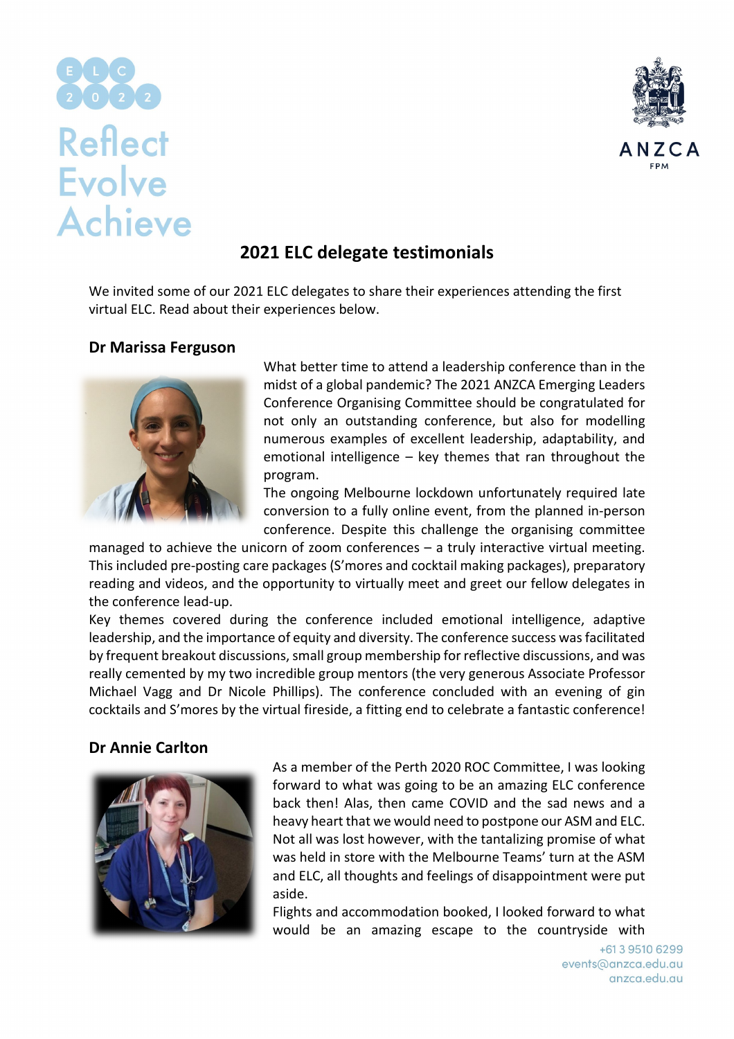Reflect
Evolve
Achieve

# 2021 ELC delegate testimonials

We invited some of our 2021 ELC delegates to share their experiences attending the first virtual ELC. Read about their experiences below.

## Dr Marissa Ferguson

What better time to attend a leadership conference than in the midst of a global pandemic? The 2021 ANZCA Emerging Leaders Conference Organising Committee should be congratulated for not only an outstanding conference, but also for modelling numerous examples of excellent leadership, adaptability, and emotional intelligence – key themes that ran throughout the program.

The ongoing Melbourne lockdown unfortunately required late conversion to a fully online event, from the planned in-person conference. Despite this challenge the organising committee managed to achieve the unicorn of zoom conferences – a truly interactive virtual meeting. This included pre-posting care packages (S'mores and cocktail making packages), preparatory reading and videos, and the opportunity to virtually meet and greet our fellow delegates in the conference lead-up.

Key themes covered during the conference included emotional intelligence, adaptive leadership, and the importance of equity and diversity. The conference success was facilitated by frequent breakout discussions, small group membership for reflective discussions, and was really cemented by my two incredible group mentors (the very generous Associate Professor Michael Vagg and Dr Nicole Phillips). The conference concluded with an evening of gin cocktails and S'mores by the virtual fireside, a fitting end to celebrate a fantastic conference!

## Dr Annie Carlton

As a member of the Perth 2020 ROC Committee, I was looking forward to what was going to be an amazing ELC conference back then! Alas, then came COVID and the sad news and a heavy heart that we would need to postpone our ASM and ELC. Not all was lost however, with the tantalizing promise of what was held in store with the Melbourne Teams' turn at the ASM and ELC, all thoughts and feelings of disappointment were put aside.

Flights and accommodation booked, I looked forward to what would be an amazing escape to the countryside with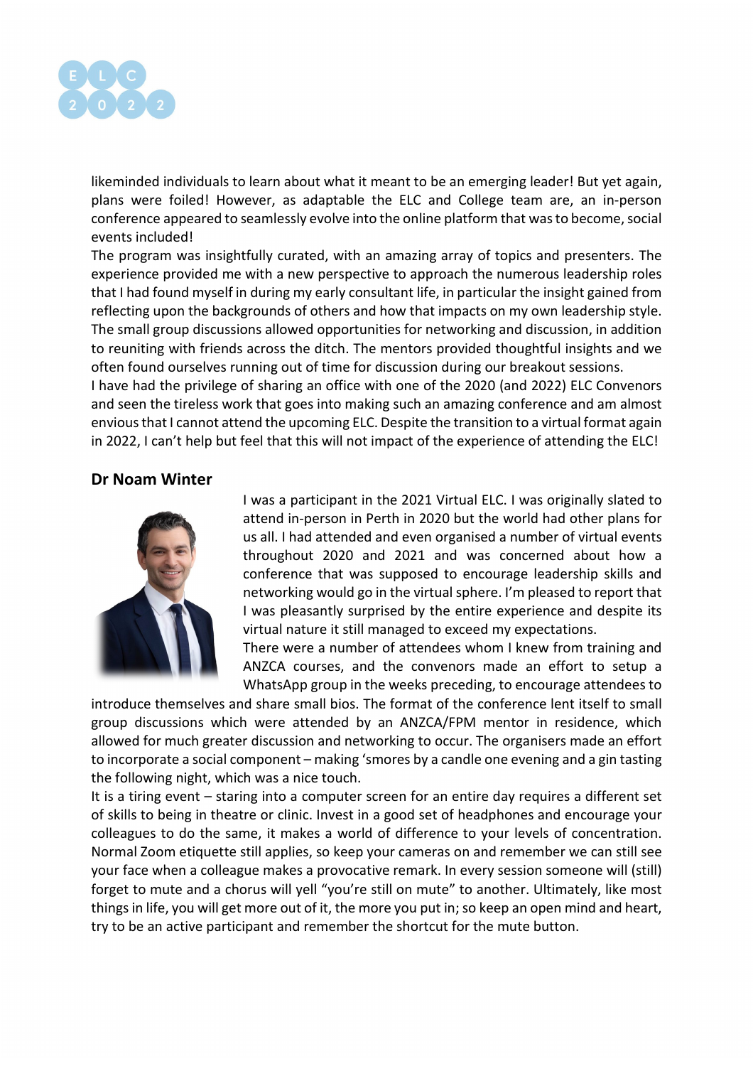likeminded individuals to learn about what it meant to be an emerging leader! But yet again, plans were foiled! However, as adaptable the ELC and College team are, an in-person conference appeared to seamlessly evolve into the online platform that was to become, social events included!

The program was insightfully curated, with an amazing array of topics and presenters. The experience provided me with a new perspective to approach the numerous leadership roles that I had found myself in during my early consultant life, in particular the insight gained from reflecting upon the backgrounds of others and how that impacts on my own leadership style. The small group discussions allowed opportunities for networking and discussion, in addition to reuniting with friends across the ditch. The mentors provided thoughtful insights and we often found ourselves running out of time for discussion during our breakout sessions.

I have had the privilege of sharing an office with one of the 2020 (and 2022) ELC Convenors and seen the tireless work that goes into making such an amazing conference and am almost envious that I cannot attend the upcoming ELC. Despite the transition to a virtual format again in 2022, I can't help but feel that this will not impact of the experience of attending the ELC!

## Dr Noam Winter

I was a participant in the 2021 Virtual ELC. I was originally slated to attend in-person in Perth in 2020 but the world had other plans for us all. I had attended and even organised a number of virtual events throughout 2020 and 2021 and was concerned about how a conference that was supposed to encourage leadership skills and networking would go in the virtual sphere. I'm pleased to report that I was pleasantly surprised by the entire experience and despite its virtual nature it still managed to exceed my expectations.

There were a number of attendees whom I knew from training and ANZCA courses, and the convenors made an effort to setup a WhatsApp group in the weeks preceding, to encourage attendees to introduce themselves and share small bios. The format of the conference lent itself to small group discussions which were attended by an ANZCA/FPM mentor in residence, which allowed for much greater discussion and networking to occur. The organisers made an effort to incorporate a social component – making 'smores by a candle one evening and a gin tasting the following night, which was a nice touch.

It is a tiring event – staring into a computer screen for an entire day requires a different set of skills to being in theatre or clinic. Invest in a good set of headphones and encourage your colleagues to do the same, it makes a world of difference to your levels of concentration. Normal Zoom etiquette still applies, so keep your cameras on and remember we can still see your face when a colleague makes a provocative remark. In every session someone will (still) forget to mute and a chorus will yell "you're still on mute" to another. Ultimately, like most things in life, you will get more out of it, the more you put in; so keep an open mind and heart, try to be an active participant and remember the shortcut for the mute button.